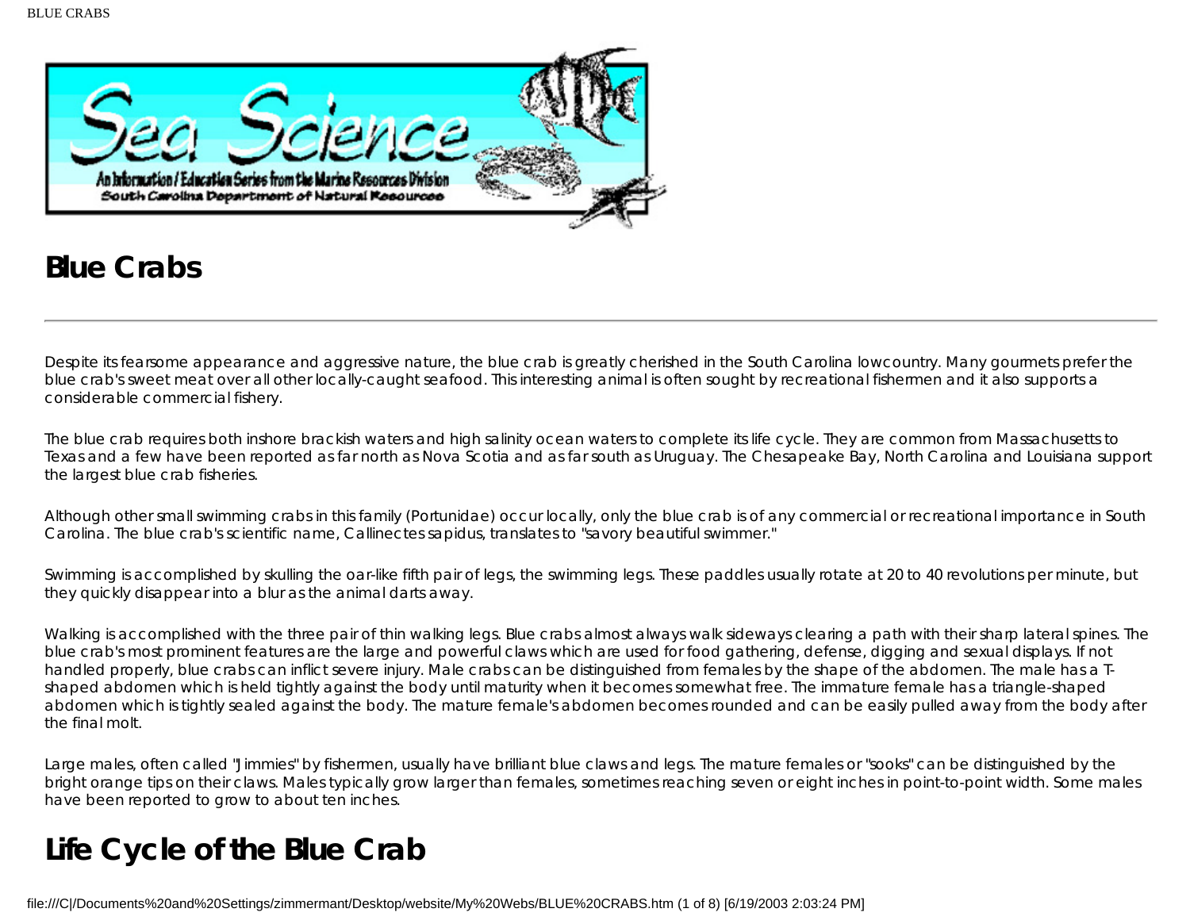# Blue Crabs

Despite its fearsome appearance and aggressive nature, the blue crab is greatly cherished in the South Carolina lowcountry. Many gourmets prefer the blue crab's sweet meat over all other locally-caught seafood. This interesting animal is often sought by recreational fishermen and it also supports a considerable commercial fishery.

The blue crab requires both inshore brackish waters and high salinity ocean waters to complete its life cycle. They are common from Massachusetts to Texas and a few have been reported as far north as Nova Scotia and as far south as Uruguay. The Chesapeake Bay, North Carolina and Louisiana support the largest blue crab fisheries.

Although other small swimming crabs in this family (Portunidae) occur locally, only the blue crab is of any commercial or recreational importance in South Carolina. The blue crab's scientific name, Callinectes sapidus, translates to "savory beautiful swimmer."

Swimming is accomplished by skulling the oar-like fifth pair of legs, the swimming legs. These paddles usually rotate at 20 to 40 revolutions per minute, but they quickly disappear into a blur as the animal darts away.

Walking is accomplished with the three pair of thin walking legs. Blue crabs almost always walk sideways clearing a path with their sharp lateral spines. The blue crab's most prominent features are the large and powerful claws which are used for food gathering, defense, digging and sexual displays. If not handled properly, blue crabs can inflict severe injury. Male crabs can be distinguished from females by the shape of the abdomen. The male has a T-shaped abdomen which is held tightly against the body until maturity when it becomes somewhat free. The immature female has a triangle-shaped abdomen which is tightly sealed against the body. The mature female's abdomen becomes rounded and can be easily pulled away from the body after the final molt.

Large males, often called "Jimmies" by fishermen, usually have brilliant blue claws and legs. The mature females or "sooks" can be distinguished by the bright orange tips on their claws. Males typically grow larger than females, sometimes reaching seven or eight inches in point-to-point width. Some males have been reported to grow to about ten inches.

# Life Cycle of the Blue Crab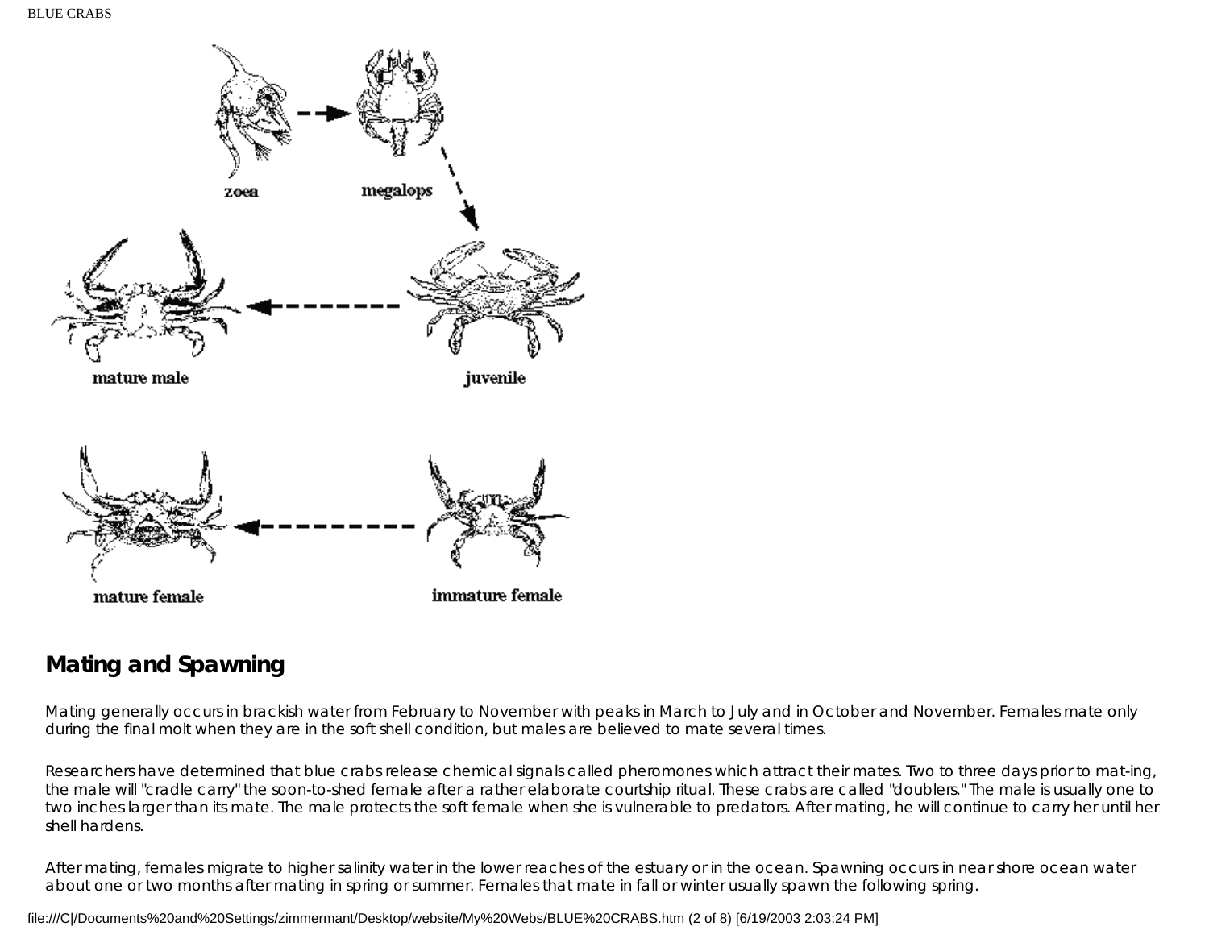zoea

megalops

mature male

juvenile

mature female

immature female

## Mating and Spawning

Mating generally occurs in brackish water from February to November with peaks in March to July and in October and November. Females mate only during the final molt when they are in the soft shell condition, but males are believed to mate several times.

Researchers have determined that blue crabs release chemical signals called pheromones which attract their mates. Two to three days prior to mat-ing, the male will "cradle carry" the soon-to-shed female after a rather elaborate courtship ritual. These crabs are called "doublers." The male is usually one to two inches larger than its mate. The male protects the soft female when she is vulnerable to predators. After mating, he will continue to carry her until her shell hardens.

After mating, females migrate to higher salinity water in the lower reaches of the estuary or in the ocean. Spawning occurs in near shore ocean water about one or two months after mating in spring or summer. Females that mate in fall or winter usually spawn the following spring.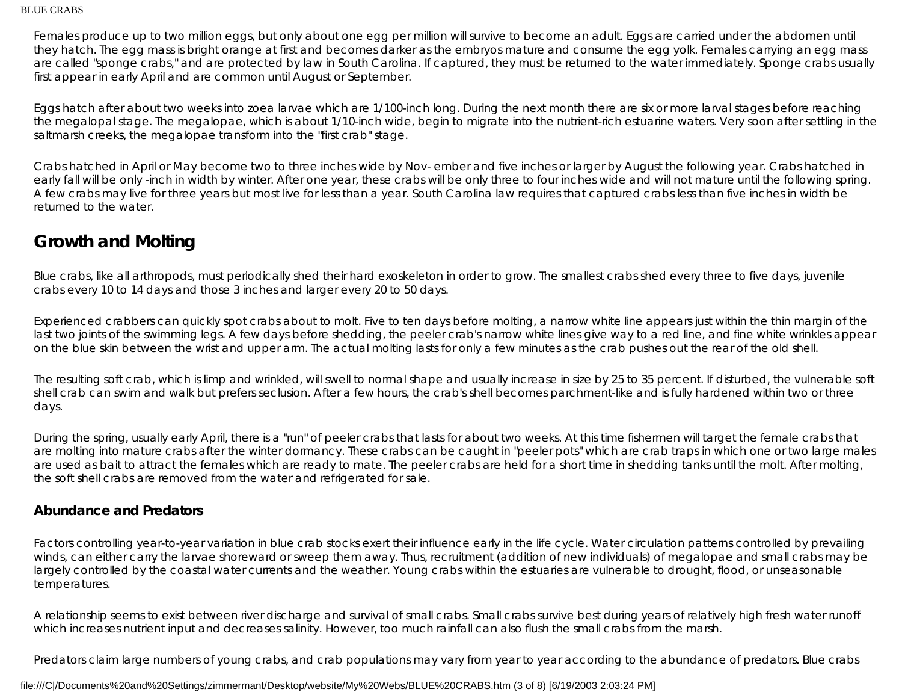Females produce up to two million eggs, but only about one egg per million will survive to become an adult. Eggs are carried under the abdomen until they hatch. The egg mass is bright orange at first and becomes darker as the embryos mature and consume the egg yolk. Females carrying an egg mass are called "sponge crabs," and are protected by law in South Carolina. If captured, they must be returned to the water immediately. Sponge crabs usually first appear in early April and are common until August or September.

Eggs hatch after about two weeks into zoea larvae which are 1/100-inch long. During the next month there are six or more larval stages before reaching the megalopal stage. The megalopae, which is about 1/10-inch wide, begin to migrate into the nutrient-rich estuarine waters. Very soon after settling in the saltmarsh creeks, the megalopae transform into the "first crab" stage.

Crabs hatched in April or May become two to three inches wide by Nov- ember and five inches or larger by August the following year. Crabs hatched in early fall will be only -inch in width by winter. After one year, these crabs will be only three to four inches wide and will not mature until the following spring. A few crabs may live for three years but most live for less than a year. South Carolina law requires that captured crabs less than five inches in width be returned to the water.

## Growth and Molting

Blue crabs, like all arthropods, must periodically shed their hard exoskeleton in order to grow. The smallest crabs shed every three to five days, juvenile crabs every 10 to 14 days and those 3 inches and larger every 20 to 50 days.

Experienced crabbers can quickly spot crabs about to molt. Five to ten days before molting, a narrow white line appears just within the thin margin of the last two joints of the swimming legs. A few days before shedding, the peeler crab's narrow white lines give way to a red line, and fine white wrinkles appear on the blue skin between the wrist and upper arm. The actual molting lasts for only a few minutes as the crab pushes out the rear of the old shell.

The resulting soft crab, which is limp and wrinkled, will swell to normal shape and usually increase in size by 25 to 35 percent. If disturbed, the vulnerable soft shell crab can swim and walk but prefers seclusion. After a few hours, the crab's shell becomes parchment-like and is fully hardened within two or three days.

During the spring, usually early April, there is a "run" of peeler crabs that lasts for about two weeks. At this time fishermen will target the female crabs that are molting into mature crabs after the winter dormancy. These crabs can be caught in "peeler pots" which are crab traps in which one or two large males are used as bait to attract the females which are ready to mate. The peeler crabs are held for a short time in shedding tanks until the molt. After molting, the soft shell crabs are removed from the water and refrigerated for sale.

### Abundance and Predators

Factors controlling year-to-year variation in blue crab stocks exert their influence early in the life cycle. Water circulation patterns controlled by prevailing winds, can either carry the larvae shoreward or sweep them away. Thus, recruitment (addition of new individuals) of megalopae and small crabs may be largely controlled by the coastal water currents and the weather. Young crabs within the estuaries are vulnerable to drought, flood, or unseasonable temperatures.

A relationship seems to exist between river discharge and survival of small crabs. Small crabs survive best during years of relatively high fresh water runoff which increases nutrient input and decreases salinity. However, too much rainfall can also flush the small crabs from the marsh.

Predators claim large numbers of young crabs, and crab populations may vary from year to year according to the abundance of predators. Blue crabs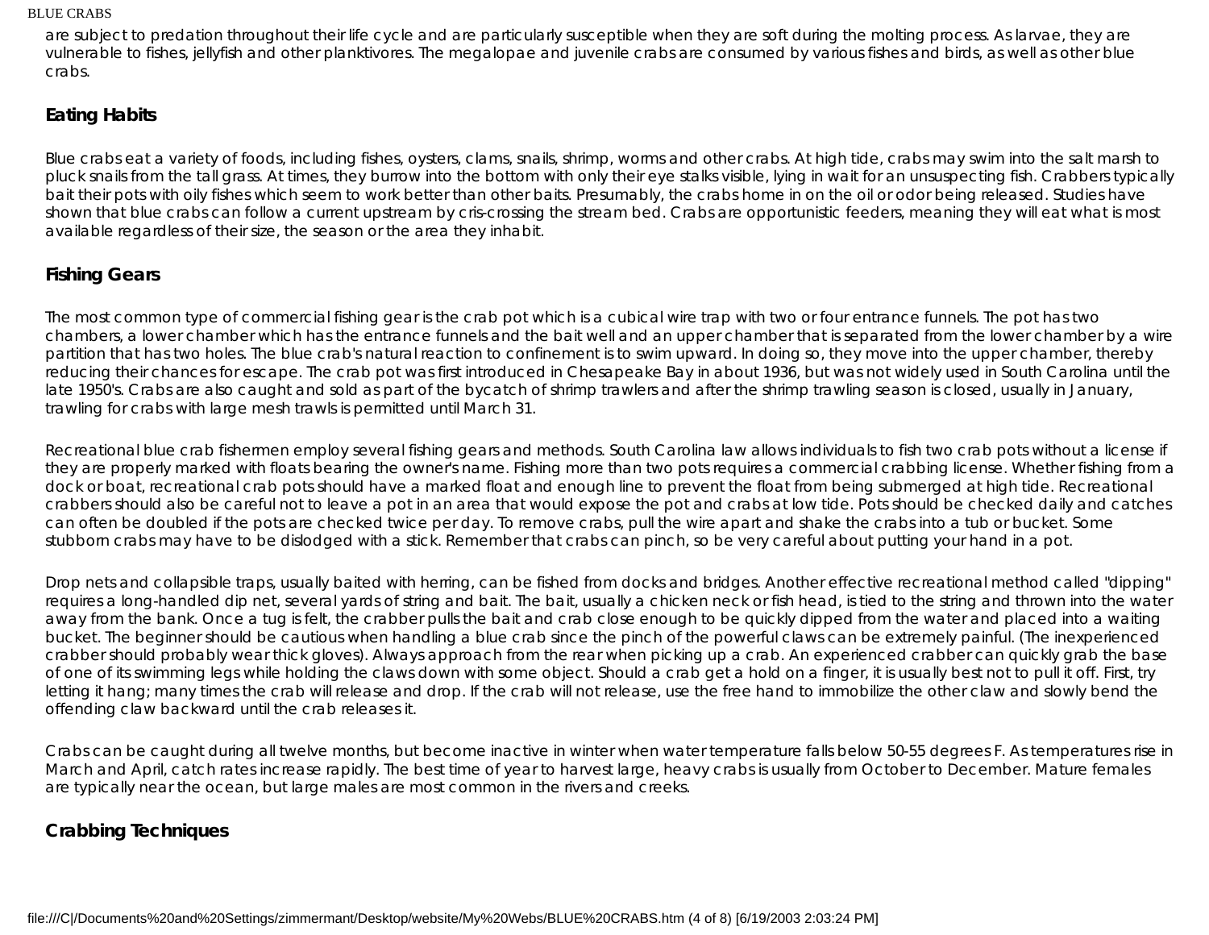are subject to predation throughout their life cycle and are particularly susceptible when they are soft during the molting process. As larvae, they are vulnerable to fishes, jellyfish and other planktivores. The megalopae and juvenile crabs are consumed by various fishes and birds, as well as other blue crabs.

## Eating Habits

Blue crabs eat a variety of foods, including fishes, oysters, clams, snails, shrimp, worms and other crabs. At high tide, crabs may swim into the salt marsh to pluck snails from the tall grass. At times, they burrow into the bottom with only their eye stalks visible, lying in wait for an unsuspecting fish. Crabbers typically bait their pots with oily fishes which seem to work better than other baits. Presumably, the crabs home in on the oil or odor being released. Studies have shown that blue crabs can follow a current upstream by cris-crossing the stream bed. Crabs are opportunistic feeders, meaning they will eat what is most available regardless of their size, the season or the area they inhabit.

## Fishing Gears

The most common type of commercial fishing gear is the crab pot which is a cubical wire trap with two or four entrance funnels. The pot has two chambers, a lower chamber which has the entrance funnels and the bait well and an upper chamber that is separated from the lower chamber by a wire partition that has two holes. The blue crab's natural reaction to confinement is to swim upward. In doing so, they move into the upper chamber, thereby reducing their chances for escape. The crab pot was first introduced in Chesapeake Bay in about 1936, but was not widely used in South Carolina until the late 1950's. Crabs are also caught and sold as part of the bycatch of shrimp trawlers and after the shrimp trawling season is closed, usually in January, trawling for crabs with large mesh trawls is permitted until March 31.

Recreational blue crab fishermen employ several fishing gears and methods. South Carolina law allows individuals to fish two crab pots without a license if they are properly marked with floats bearing the owner's name. Fishing more than two pots requires a commercial crabbing license. Whether fishing from a dock or boat, recreational crab pots should have a marked float and enough line to prevent the float from being submerged at high tide. Recreational crabbers should also be careful not to leave a pot in an area that would expose the pot and crabs at low tide. Pots should be checked daily and catches can often be doubled if the pots are checked twice per day. To remove crabs, pull the wire apart and shake the crabs into a tub or bucket. Some stubborn crabs may have to be dislodged with a stick. Remember that crabs can pinch, so be very careful about putting your hand in a pot.

Drop nets and collapsible traps, usually baited with herring, can be fished from docks and bridges. Another effective recreational method called "dipping" requires a long-handled dip net, several yards of string and bait. The bait, usually a chicken neck or fish head, is tied to the string and thrown into the water away from the bank. Once a tug is felt, the crabber pulls the bait and crab close enough to be quickly dipped from the water and placed into a waiting bucket. The beginner should be cautious when handling a blue crab since the pinch of the powerful claws can be extremely painful. (The inexperienced crabber should probably wear thick gloves). Always approach from the rear when picking up a crab. An experienced crabber can quickly grab the base of one of its swimming legs while holding the claws down with some object. Should a crab get a hold on a finger, it is usually best not to pull it off. First, try letting it hang; many times the crab will release and drop. If the crab will not release, use the free hand to immobilize the other claw and slowly bend the offending claw backward until the crab releases it.

Crabs can be caught during all twelve months, but become inactive in winter when water temperature falls below 50-55 degrees F. As temperatures rise in March and April, catch rates increase rapidly. The best time of year to harvest large, heavy crabs is usually from October to December. Mature females are typically near the ocean, but large males are most common in the rivers and creeks.

## Crabbing Techniques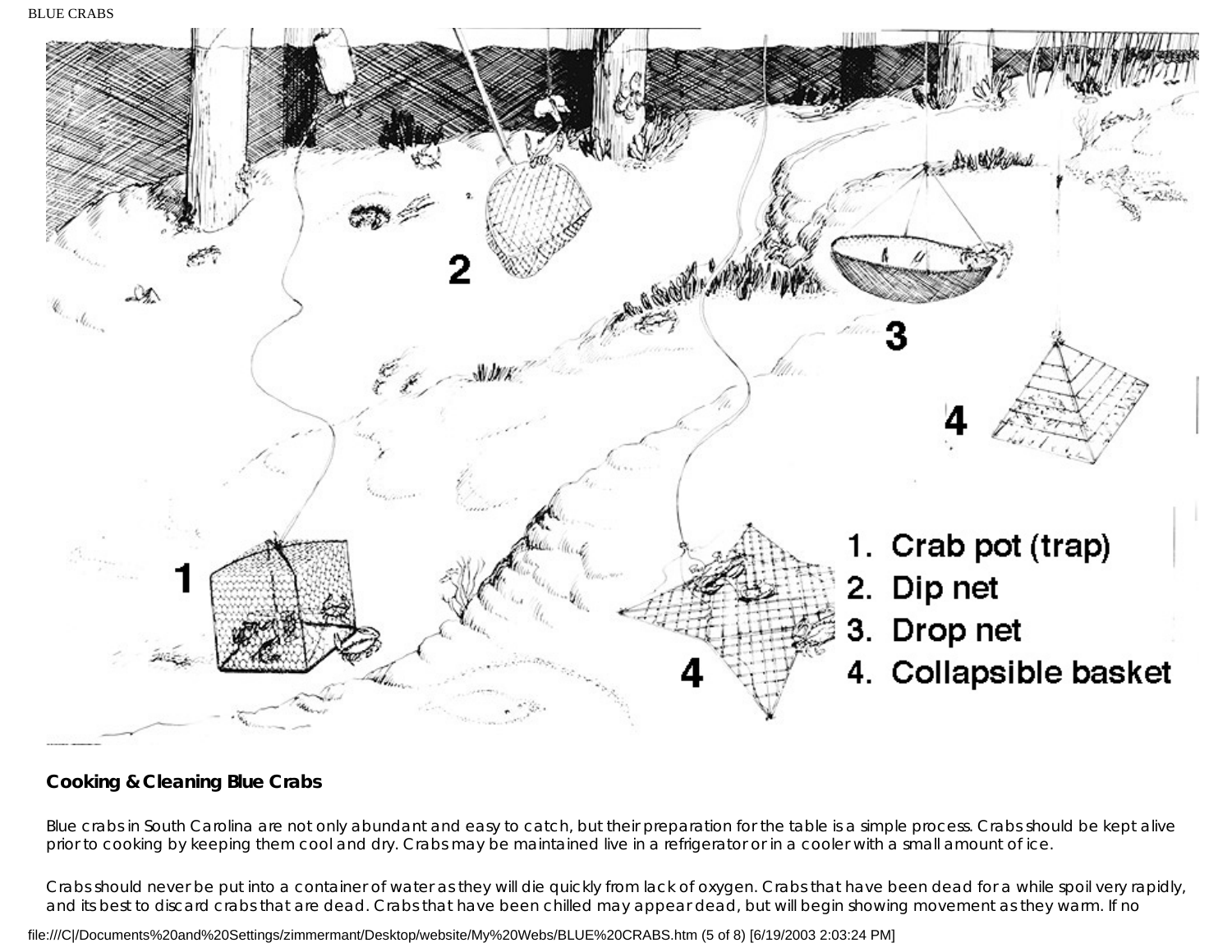1. Crab pot (trap)
2. Dip net
3. Drop net
4. Collapsible basket

**Cooking & Cleaning Blue Crabs**

Blue crabs in South Carolina are not only abundant and easy to catch, but their preparation for the table is a simple process. Crabs should be kept alive prior to cooking by keeping them cool and dry. Crabs may be maintained live in a refrigerator or in a cooler with a small amount of ice.

Crabs should never be put into a container of water as they will die quickly from lack of oxygen. Crabs that have been dead for a while spoil very rapidly, and its best to discard crabs that are dead. Crabs that have been chilled may appear dead, but will begin showing movement as they warm. If no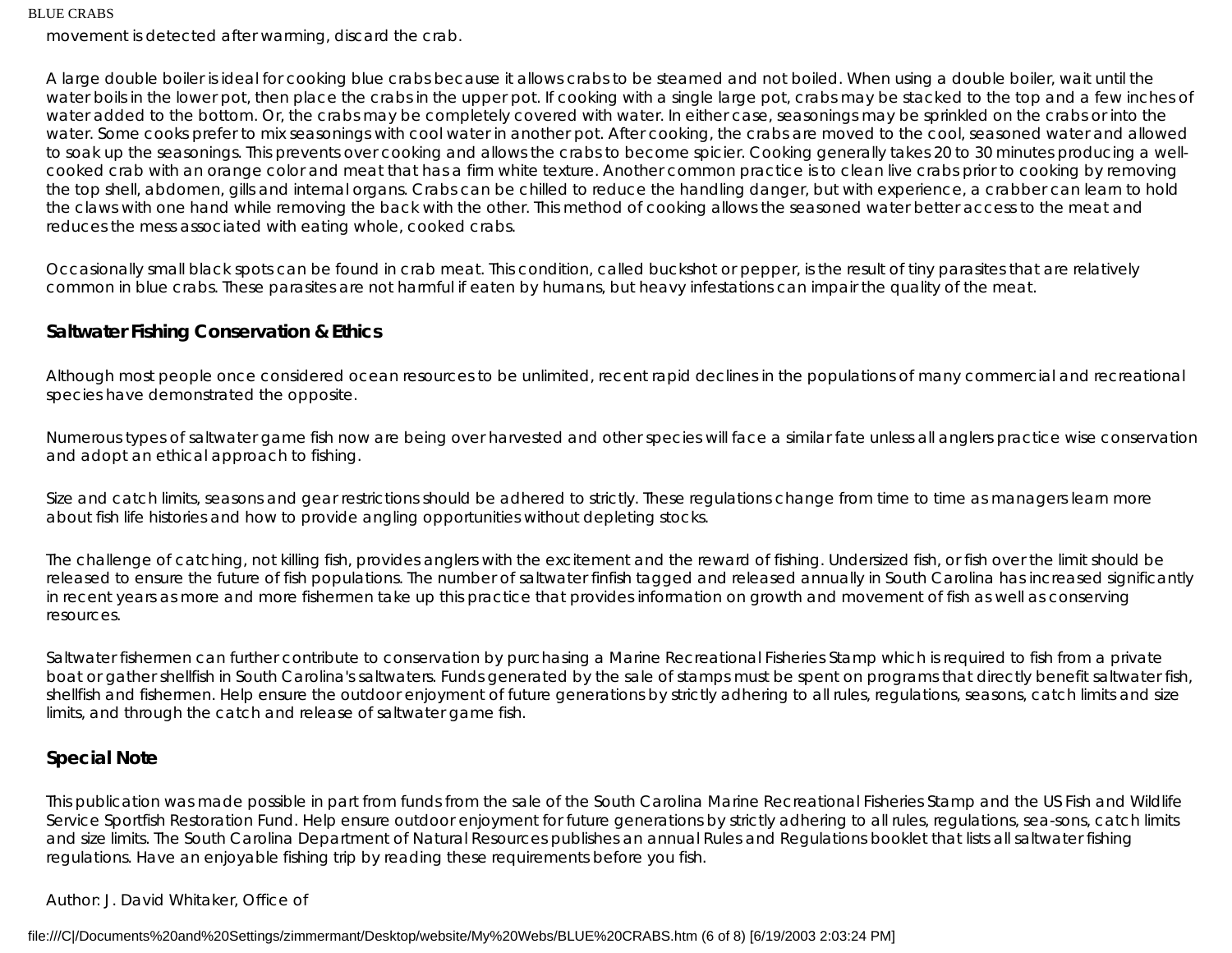movement is detected after warming, discard the crab.

A large double boiler is ideal for cooking blue crabs because it allows crabs to be steamed and not boiled. When using a double boiler, wait until the water boils in the lower pot, then place the crabs in the upper pot. If cooking with a single large pot, crabs may be stacked to the top and a few inches of water added to the bottom. Or, the crabs may be completely covered with water. In either case, seasonings may be sprinkled on the crabs or into the water. Some cooks prefer to mix seasonings with cool water in another pot. After cooking, the crabs are moved to the cool, seasoned water and allowed to soak up the seasonings. This prevents over cooking and allows the crabs to become spicier. Cooking generally takes 20 to 30 minutes producing a well-cooked crab with an orange color and meat that has a firm white texture. Another common practice is to clean live crabs prior to cooking by removing the top shell, abdomen, gills and internal organs. Crabs can be chilled to reduce the handling danger, but with experience, a crabber can learn to hold the claws with one hand while removing the back with the other. This method of cooking allows the seasoned water better access to the meat and reduces the mess associated with eating whole, cooked crabs.

Occasionally small black spots can be found in crab meat. This condition, called buckshot or pepper, is the result of tiny parasites that are relatively common in blue crabs. These parasites are not harmful if eaten by humans, but heavy infestations can impair the quality of the meat.

## Saltwater Fishing Conservation & Ethics

Although most people once considered ocean resources to be unlimited, recent rapid declines in the populations of many commercial and recreational species have demonstrated the opposite.

Numerous types of saltwater game fish now are being over harvested and other species will face a similar fate unless all anglers practice wise conservation and adopt an ethical approach to fishing.

Size and catch limits, seasons and gear restrictions should be adhered to strictly. These regulations change from time to time as managers learn more about fish life histories and how to provide angling opportunities without depleting stocks.

The challenge of catching, not killing fish, provides anglers with the excitement and the reward of fishing. Undersized fish, or fish over the limit should be released to ensure the future of fish populations. The number of saltwater finfish tagged and released annually in South Carolina has increased significantly in recent years as more and more fishermen take up this practice that provides information on growth and movement of fish as well as conserving resources.

Saltwater fishermen can further contribute to conservation by purchasing a Marine Recreational Fisheries Stamp which is required to fish from a private boat or gather shellfish in South Carolina's saltwaters. Funds generated by the sale of stamps must be spent on programs that directly benefit saltwater fish, shellfish and fishermen. Help ensure the outdoor enjoyment of future generations by strictly adhering to all rules, regulations, seasons, catch limits and size limits, and through the catch and release of saltwater game fish.

## Special Note

This publication was made possible in part from funds from the sale of the South Carolina Marine Recreational Fisheries Stamp and the US Fish and Wildlife Service Sportfish Restoration Fund. Help ensure outdoor enjoyment for future generations by strictly adhering to all rules, regulations, sea-sons, catch limits and size limits. The South Carolina Department of Natural Resources publishes an annual Rules and Regulations booklet that lists all saltwater fishing regulations. Have an enjoyable fishing trip by reading these requirements before you fish.

Author: J. David Whitaker, Office of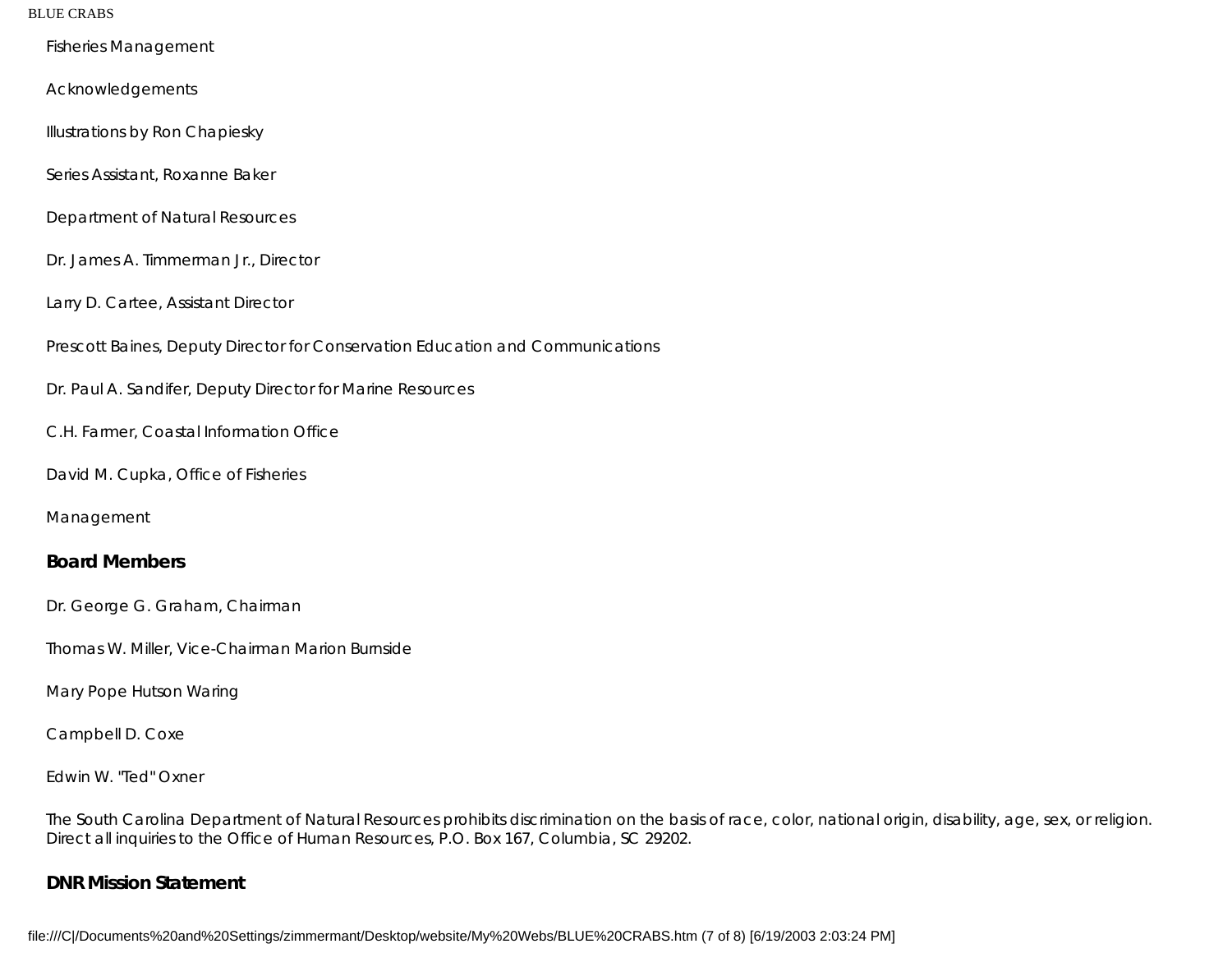Fisheries Management

Acknowledgements

Illustrations by Ron Chapiesky

Series Assistant, Roxanne Baker

Department of Natural Resources

Dr. James A. Timmerman Jr., Director

Larry D. Cartee, Assistant Director

Prescott Baines, Deputy Director for Conservation Education and Communications

Dr. Paul A. Sandifer, Deputy Director for Marine Resources

C.H. Farmer, Coastal Information Office

David M. Cupka, Office of Fisheries

Management

**Board Members**

Dr. George G. Graham, Chairman

Thomas W. Miller, Vice-Chairman Marion Burnside

Mary Pope Hutson Waring

Campbell D. Coxe

Edwin W. "Ted" Oxner

The South Carolina Department of Natural Resources prohibits discrimination on the basis of race, color, national origin, disability, age, sex, or religion. Direct all inquiries to the Office of Human Resources, P.O. Box 167, Columbia, SC 29202.

**DNR Mission Statement**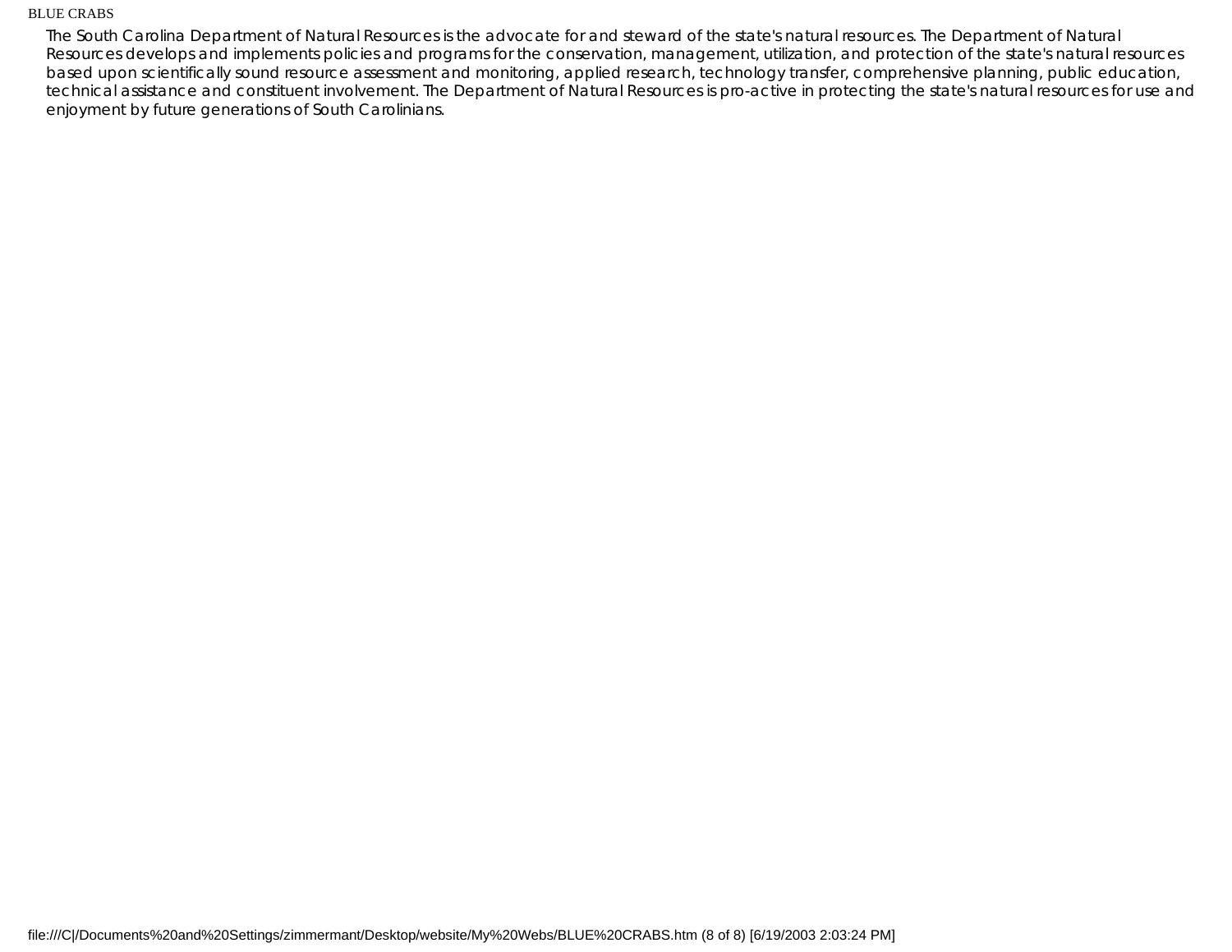The South Carolina Department of Natural Resources is the advocate for and steward of the state's natural resources. The Department of Natural Resources develops and implements policies and programs for the conservation, management, utilization, and protection of the state's natural resources based upon scientifically sound resource assessment and monitoring, applied research, technology transfer, comprehensive planning, public education, technical assistance and constituent involvement. The Department of Natural Resources is pro-active in protecting the state's natural resources for use and enjoyment by future generations of South Carolinians.